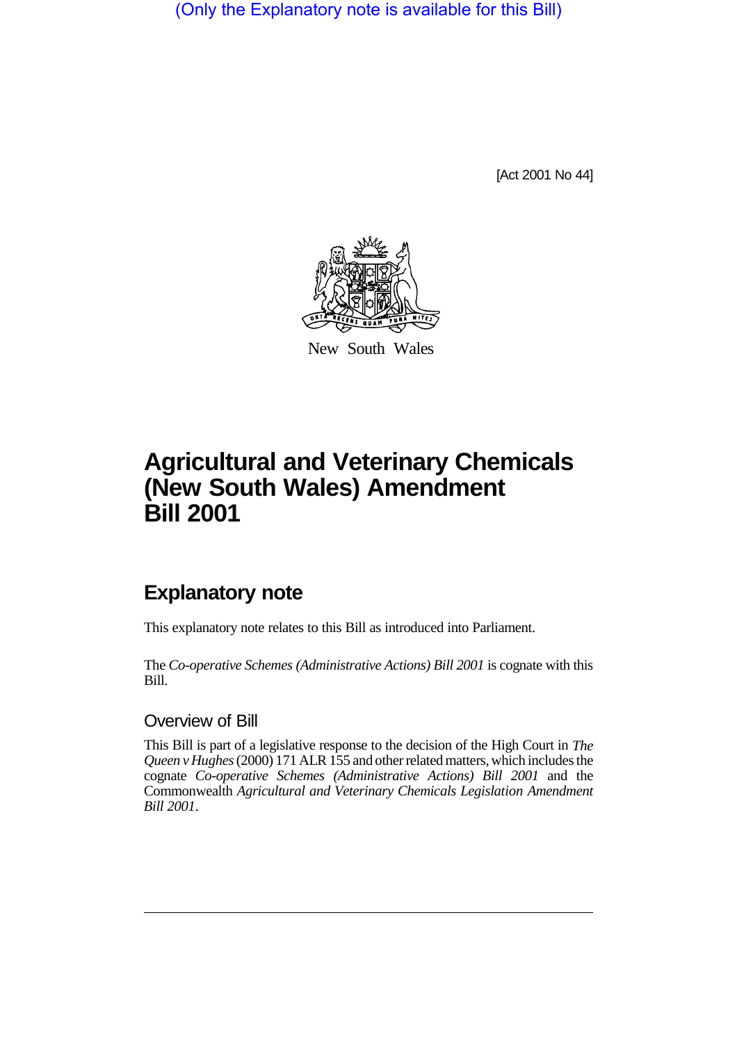(Only the Explanatory note is available for this Bill)

[Act 2001 No 44]

New South Wales

# Agricultural and Veterinary Chemicals (New South Wales) Amendment Bill 2001

## Explanatory note

This explanatory note relates to this Bill as introduced into Parliament.

The *Co-operative Schemes (Administrative Actions) Bill 2001* is cognate with this Bill.

### Overview of Bill

This Bill is part of a legislative response to the decision of the High Court in *The Queen v Hughes* (2000) 171 ALR 155 and other related matters, which includes the cognate *Co-operative Schemes (Administrative Actions) Bill 2001* and the Commonwealth *Agricultural and Veterinary Chemicals Legislation Amendment Bill 2001*.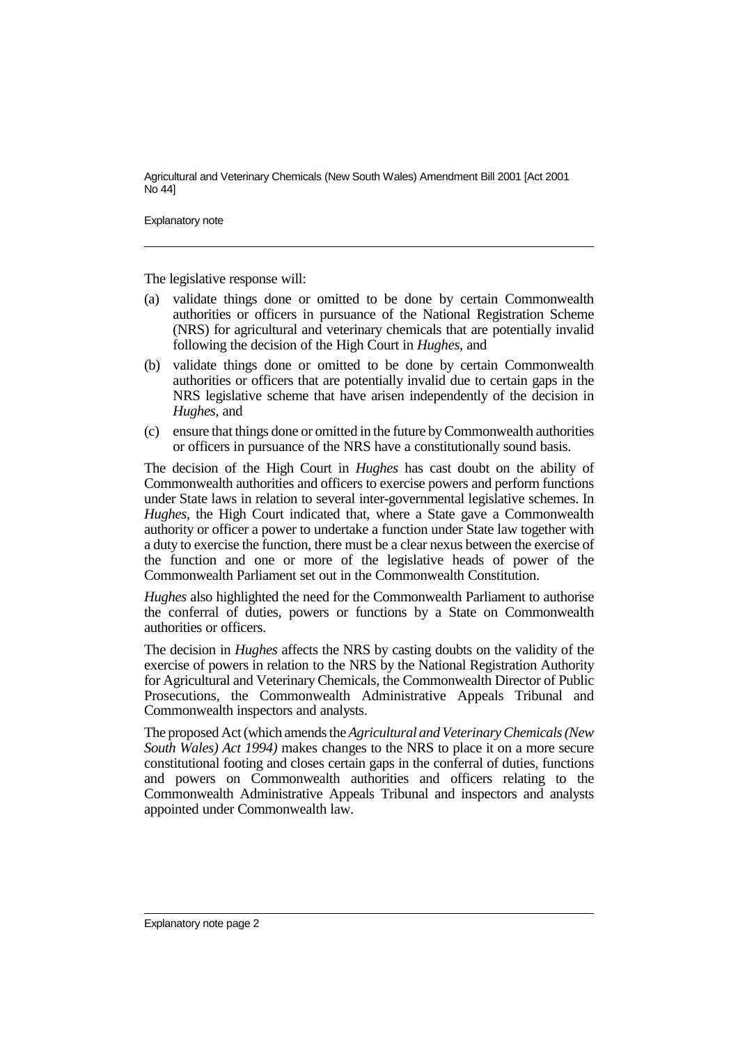The legislative response will:

(a) validate things done or omitted to be done by certain Commonwealth authorities or officers in pursuance of the National Registration Scheme (NRS) for agricultural and veterinary chemicals that are potentially invalid following the decision of the High Court in *Hughes*, and

(b) validate things done or omitted to be done by certain Commonwealth authorities or officers that are potentially invalid due to certain gaps in the NRS legislative scheme that have arisen independently of the decision in *Hughes*, and

(c) ensure that things done or omitted in the future by Commonwealth authorities or officers in pursuance of the NRS have a constitutionally sound basis.

The decision of the High Court in *Hughes* has cast doubt on the ability of Commonwealth authorities and officers to exercise powers and perform functions under State laws in relation to several inter-governmental legislative schemes. In *Hughes*, the High Court indicated that, where a State gave a Commonwealth authority or officer a power to undertake a function under State law together with a duty to exercise the function, there must be a clear nexus between the exercise of the function and one or more of the legislative heads of power of the Commonwealth Parliament set out in the Commonwealth Constitution.

*Hughes* also highlighted the need for the Commonwealth Parliament to authorise the conferral of duties, powers or functions by a State on Commonwealth authorities or officers.

The decision in *Hughes* affects the NRS by casting doubts on the validity of the exercise of powers in relation to the NRS by the National Registration Authority for Agricultural and Veterinary Chemicals, the Commonwealth Director of Public Prosecutions, the Commonwealth Administrative Appeals Tribunal and Commonwealth inspectors and analysts.

The proposed Act (which amends the *Agricultural and Veterinary Chemicals (New South Wales) Act 1994)* makes changes to the NRS to place it on a more secure constitutional footing and closes certain gaps in the conferral of duties, functions and powers on Commonwealth authorities and officers relating to the Commonwealth Administrative Appeals Tribunal and inspectors and analysts appointed under Commonwealth law.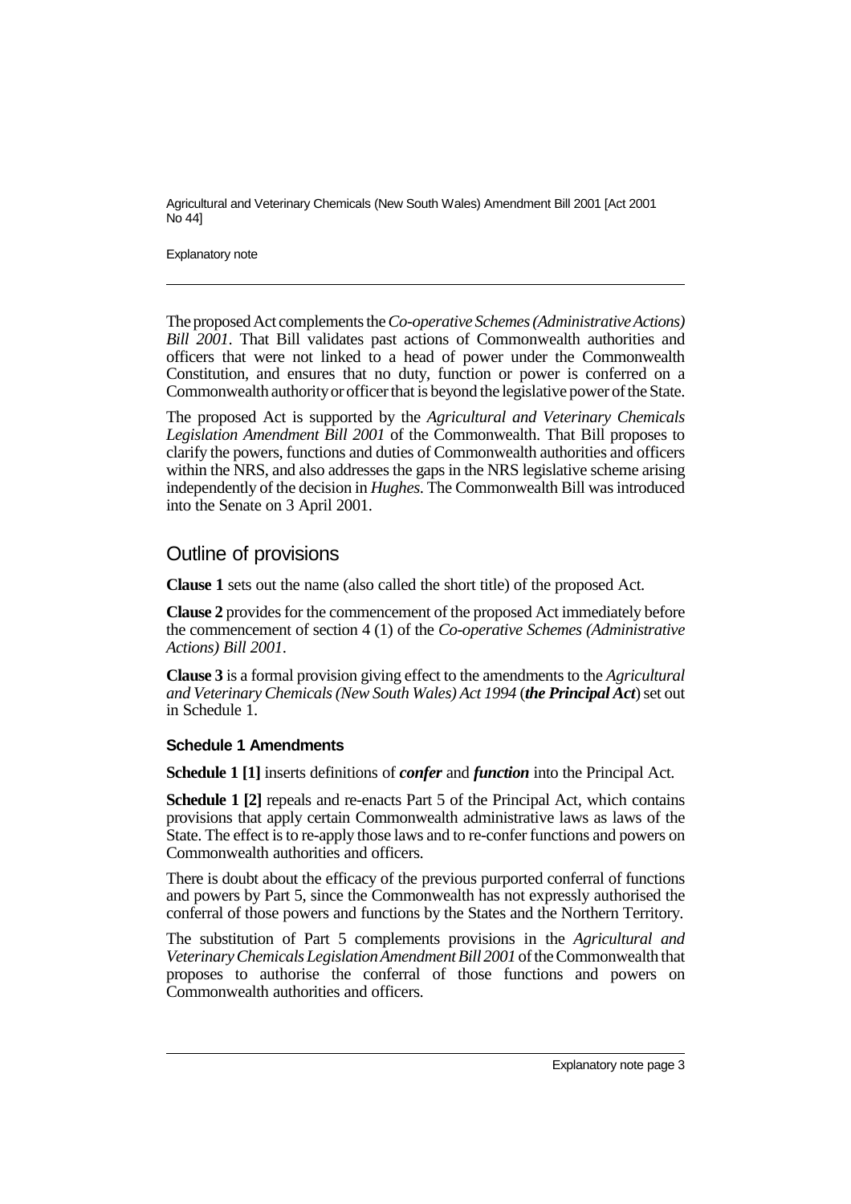The proposed Act complements the *Co-operative Schemes (Administrative Actions) Bill 2001*. That Bill validates past actions of Commonwealth authorities and officers that were not linked to a head of power under the Commonwealth Constitution, and ensures that no duty, function or power is conferred on a Commonwealth authority or officer that is beyond the legislative power of the State.

The proposed Act is supported by the *Agricultural and Veterinary Chemicals Legislation Amendment Bill 2001* of the Commonwealth. That Bill proposes to clarify the powers, functions and duties of Commonwealth authorities and officers within the NRS, and also addresses the gaps in the NRS legislative scheme arising independently of the decision in *Hughes*. The Commonwealth Bill was introduced into the Senate on 3 April 2001.

## Outline of provisions

**Clause 1** sets out the name (also called the short title) of the proposed Act.

**Clause 2** provides for the commencement of the proposed Act immediately before the commencement of section 4 (1) of the *Co-operative Schemes (Administrative Actions) Bill 2001*.

**Clause 3** is a formal provision giving effect to the amendments to the *Agricultural and Veterinary Chemicals (New South Wales) Act 1994* (***the Principal Act***) set out in Schedule 1.

### Schedule 1 Amendments

**Schedule 1 [1]** inserts definitions of ***confer*** and ***function*** into the Principal Act.

**Schedule 1 [2]** repeals and re-enacts Part 5 of the Principal Act, which contains provisions that apply certain Commonwealth administrative laws as laws of the State. The effect is to re-apply those laws and to re-confer functions and powers on Commonwealth authorities and officers.

There is doubt about the efficacy of the previous purported conferral of functions and powers by Part 5, since the Commonwealth has not expressly authorised the conferral of those powers and functions by the States and the Northern Territory.

The substitution of Part 5 complements provisions in the *Agricultural and Veterinary Chemicals Legislation Amendment Bill 2001* of the Commonwealth that proposes to authorise the conferral of those functions and powers on Commonwealth authorities and officers.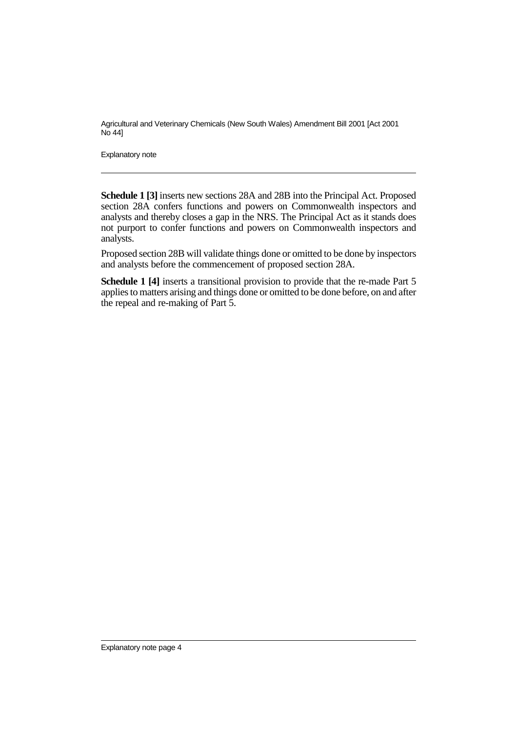**Schedule 1 [3]** inserts new sections 28A and 28B into the Principal Act. Proposed section 28A confers functions and powers on Commonwealth inspectors and analysts and thereby closes a gap in the NRS. The Principal Act as it stands does not purport to confer functions and powers on Commonwealth inspectors and analysts.

Proposed section 28B will validate things done or omitted to be done by inspectors and analysts before the commencement of proposed section 28A.

**Schedule 1 [4]** inserts a transitional provision to provide that the re-made Part 5 applies to matters arising and things done or omitted to be done before, on and after the repeal and re-making of Part 5.